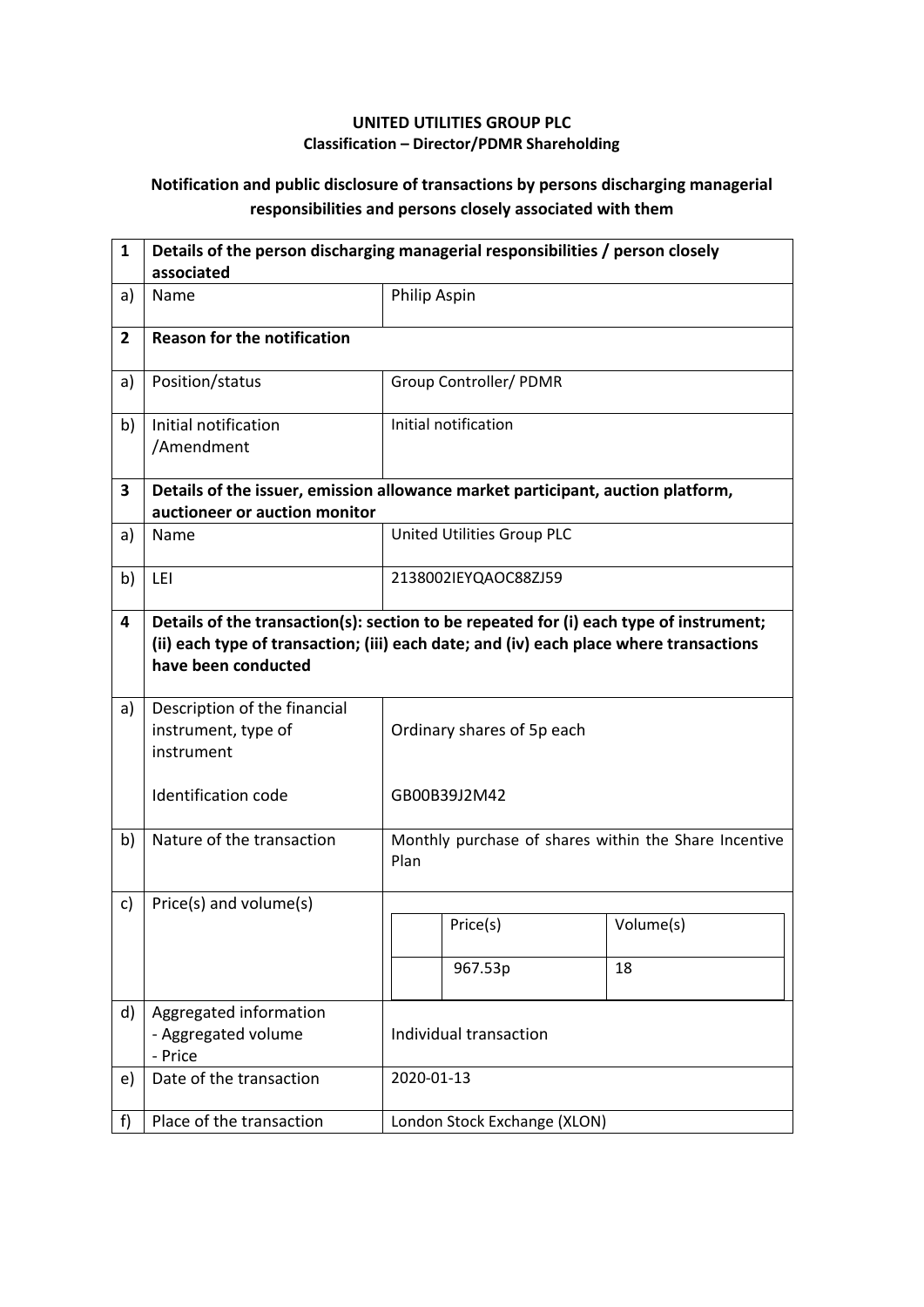**UNITED UTILITIES GROUP PLC**
**Classification – Director/PDMR Shareholding**

**Notification and public disclosure of transactions by persons discharging managerial responsibilities and persons closely associated with them**

| | | |
|---|---|---|
| **1** | **Details of the person discharging managerial responsibilities / person closely associated** | |
| a) | Name | Philip Aspin |
| **2** | **Reason for the notification** | |
| a) | Position/status | Group Controller/ PDMR |
| b) | Initial notification /Amendment | Initial notification |
| **3** | **Details of the issuer, emission allowance market participant, auction platform, auctioneer or auction monitor** | |
| a) | Name | United Utilities Group PLC |
| b) | LEI | 2138002IEYQAOC88ZJ59 |
| **4** | **Details of the transaction(s): section to be repeated for (i) each type of instrument; (ii) each type of transaction; (iii) each date; and (iv) each place where transactions have been conducted** | |
| a) | Description of the financial instrument, type of instrument<br><br>Identification code | Ordinary shares of 5p each<br><br>GB00B39J2M42 |
| b) | Nature of the transaction | Monthly purchase of shares within the Share Incentive Plan |
| c) | Price(s) and volume(s) | Price(s): 967.53p<br>Volume(s): 18 |
| d) | Aggregated information<br>- Aggregated volume<br>- Price | Individual transaction |
| e) | Date of the transaction | 2020-01-13 |
| f) | Place of the transaction | London Stock Exchange (XLON) |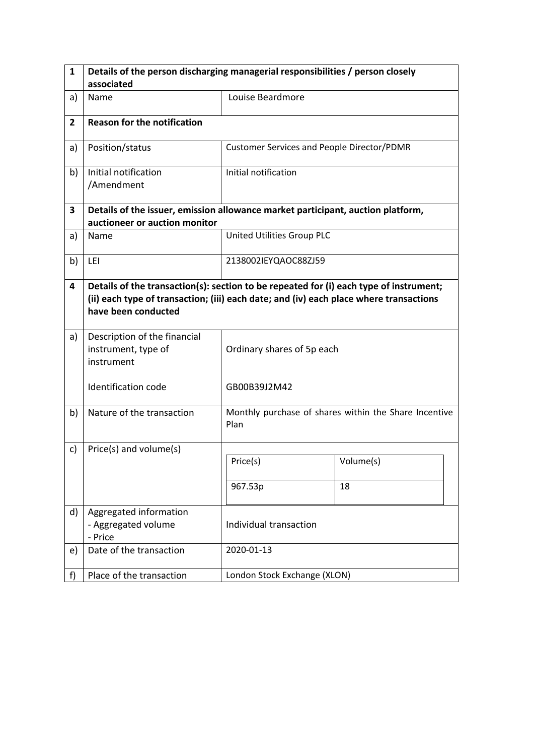| 1 | Details of the person discharging managerial responsibilities / person closely associated | |
|---|---|---|
| a) | Name | Louise Beardmore |
| **2** | **Reason for the notification** | |
| a) | Position/status | Customer Services and People Director/PDMR |
| b) | Initial notification /Amendment | Initial notification |
| **3** | **Details of the issuer, emission allowance market participant, auction platform, auctioneer or auction monitor** | |
| a) | Name | United Utilities Group PLC |
| b) | LEI | 2138002IEYQAOC88ZJ59 |
| **4** | **Details of the transaction(s): section to be repeated for (i) each type of instrument; (ii) each type of transaction; (iii) each date; and (iv) each place where transactions have been conducted** | |
| a) | Description of the financial instrument, type of instrument<br><br>Identification code | Ordinary shares of 5p each<br><br>GB00B39J2M42 |
| b) | Nature of the transaction | Monthly purchase of shares within the Share Incentive Plan |
| c) | Price(s) and volume(s) | Price(s): 967.53p<br>Volume(s): 18 |
| d) | Aggregated information<br>- Aggregated volume<br>- Price | Individual transaction |
| e) | Date of the transaction | 2020-01-13 |
| f) | Place of the transaction | London Stock Exchange (XLON) |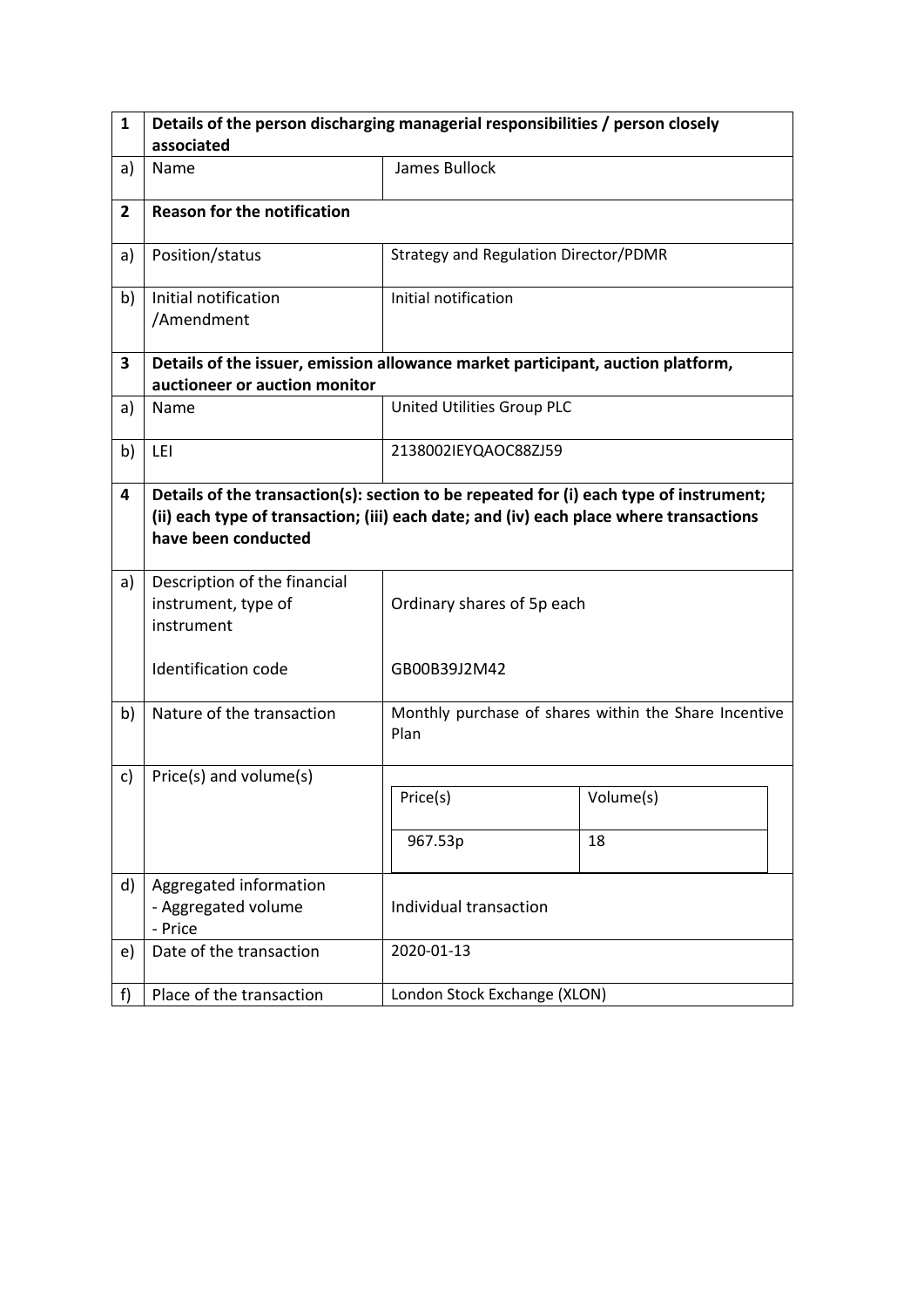| 1 | **Details of the person discharging managerial responsibilities / person closely associated** | |
|---|---|---|
| a) | Name | James Bullock |
| **2** | **Reason for the notification** | |
| a) | Position/status | Strategy and Regulation Director/PDMR |
| b) | Initial notification /Amendment | Initial notification |
| **3** | **Details of the issuer, emission allowance market participant, auction platform, auctioneer or auction monitor** | |
| a) | Name | United Utilities Group PLC |
| b) | LEI | 2138002IEYQAOC88ZJ59 |
| **4** | **Details of the transaction(s): section to be repeated for (i) each type of instrument; (ii) each type of transaction; (iii) each date; and (iv) each place where transactions have been conducted** | |
| a) | Description of the financial instrument, type of instrument<br><br>Identification code | Ordinary shares of 5p each<br><br>GB00B39J2M42 |
| b) | Nature of the transaction | Monthly purchase of shares within the Share Incentive Plan |
| c) | Price(s) and volume(s) | Price(s): 967.53p — Volume(s): 18 |
| d) | Aggregated information<br>- Aggregated volume<br>- Price | Individual transaction |
| e) | Date of the transaction | 2020-01-13 |
| f) | Place of the transaction | London Stock Exchange (XLON) |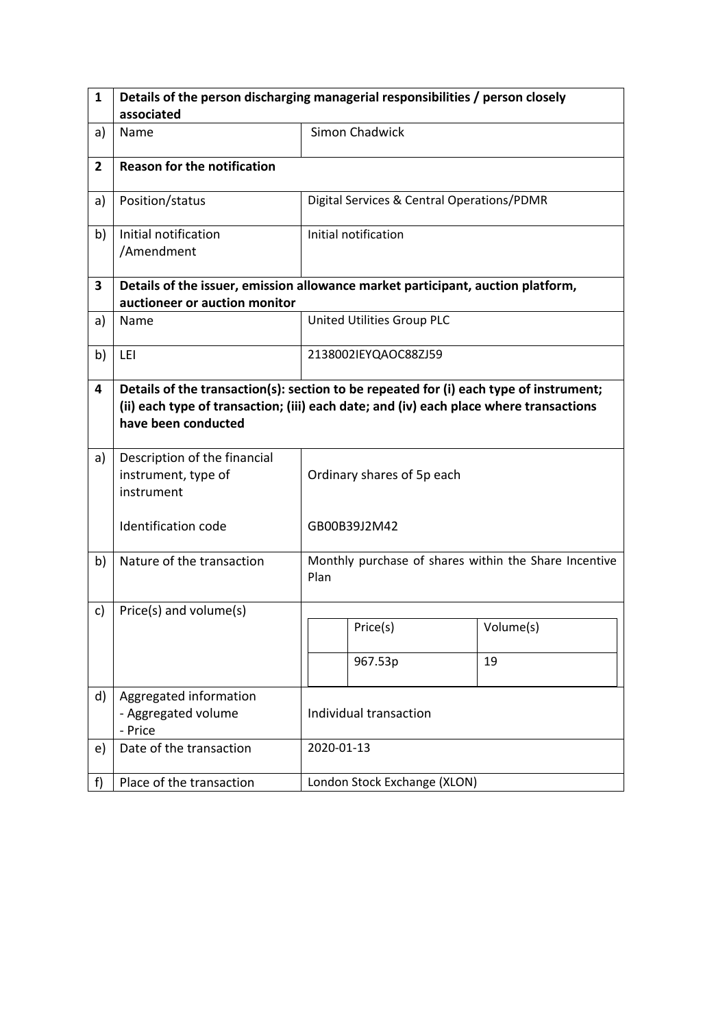| 1 | Details of the person discharging managerial responsibilities / person closely associated | |
|---|---|---|
| a) | Name | Simon Chadwick |
| **2** | **Reason for the notification** | |
| a) | Position/status | Digital Services & Central Operations/PDMR |
| b) | Initial notification /Amendment | Initial notification |
| **3** | **Details of the issuer, emission allowance market participant, auction platform, auctioneer or auction monitor** | |
| a) | Name | United Utilities Group PLC |
| b) | LEI | 2138002IEYQAOC88ZJ59 |
| **4** | **Details of the transaction(s): section to be repeated for (i) each type of instrument; (ii) each type of transaction; (iii) each date; and (iv) each place where transactions have been conducted** | |
| a) | Description of the financial instrument, type of instrument<br><br>Identification code | Ordinary shares of 5p each<br><br>GB00B39J2M42 |
| b) | Nature of the transaction | Monthly purchase of shares within the Share Incentive Plan |
| c) | Price(s) and volume(s) | Price(s): 967.53p; Volume(s): 19 |
| d) | Aggregated information<br>- Aggregated volume<br>- Price | Individual transaction |
| e) | Date of the transaction | 2020-01-13 |
| f) | Place of the transaction | London Stock Exchange (XLON) |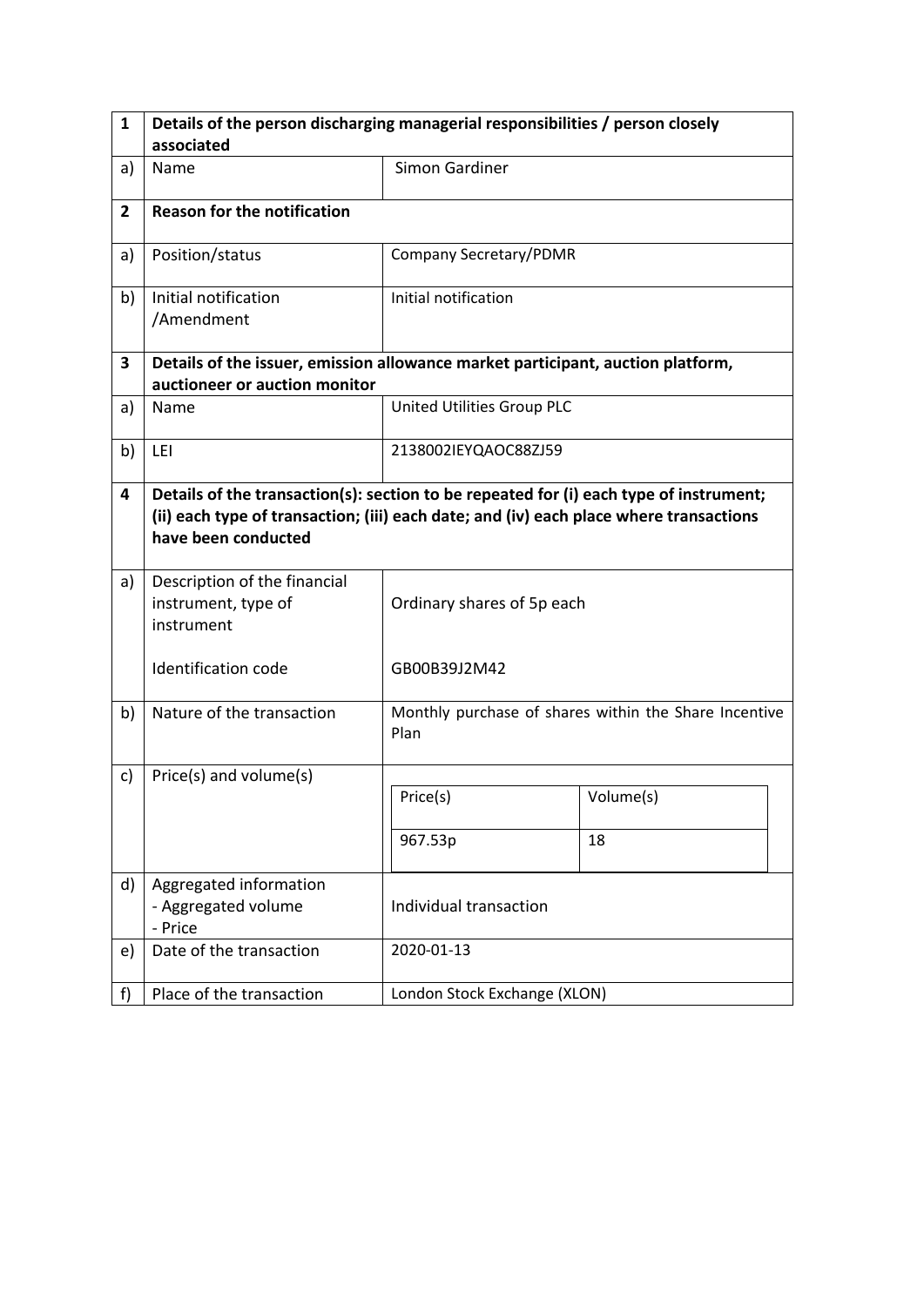| 1 | Details of the person discharging managerial responsibilities / person closely associated | |
|---|---|---|
| a) | Name | Simon Gardiner |
| **2** | **Reason for the notification** | |
| a) | Position/status | Company Secretary/PDMR |
| b) | Initial notification /Amendment | Initial notification |
| **3** | **Details of the issuer, emission allowance market participant, auction platform, auctioneer or auction monitor** | |
| a) | Name | United Utilities Group PLC |
| b) | LEI | 2138002IEYQAOC88ZJ59 |
| **4** | **Details of the transaction(s): section to be repeated for (i) each type of instrument; (ii) each type of transaction; (iii) each date; and (iv) each place where transactions have been conducted** | |
| a) | Description of the financial instrument, type of instrument<br><br>Identification code | Ordinary shares of 5p each<br><br>GB00B39J2M42 |
| b) | Nature of the transaction | Monthly purchase of shares within the Share Incentive Plan |
| c) | Price(s) and volume(s) | Price(s): 967.53p<br>Volume(s): 18 |
| d) | Aggregated information<br>- Aggregated volume<br>- Price | Individual transaction |
| e) | Date of the transaction | 2020-01-13 |
| f) | Place of the transaction | London Stock Exchange (XLON) |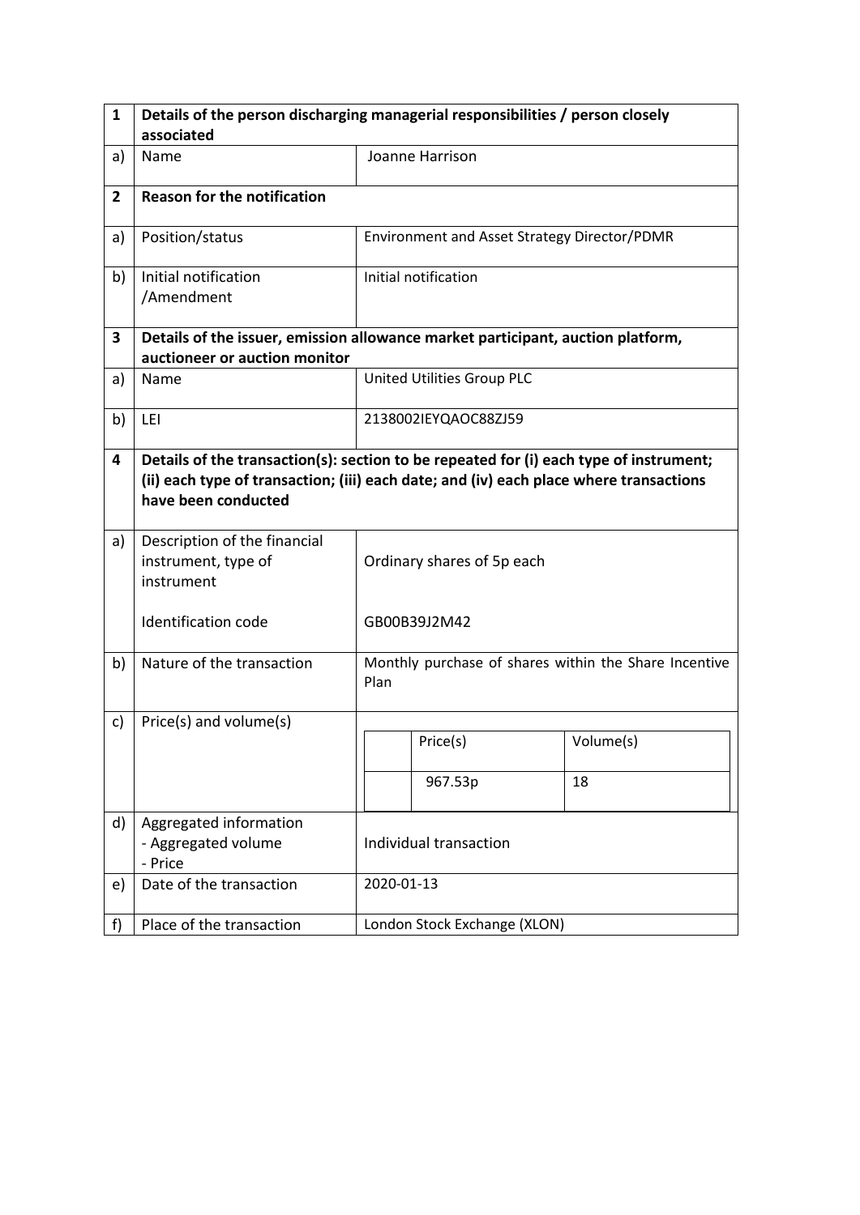| 1 | Details of the person discharging managerial responsibilities / person closely associated | |
|---|---|---|
| a) | Name | Joanne Harrison |
| **2** | **Reason for the notification** | |
| a) | Position/status | Environment and Asset Strategy Director/PDMR |
| b) | Initial notification /Amendment | Initial notification |
| **3** | **Details of the issuer, emission allowance market participant, auction platform, auctioneer or auction monitor** | |
| a) | Name | United Utilities Group PLC |
| b) | LEI | 2138002IEYQAOC88ZJ59 |
| **4** | **Details of the transaction(s): section to be repeated for (i) each type of instrument; (ii) each type of transaction; (iii) each date; and (iv) each place where transactions have been conducted** | |
| a) | Description of the financial instrument, type of instrument<br><br>Identification code | Ordinary shares of 5p each<br><br>GB00B39J2M42 |
| b) | Nature of the transaction | Monthly purchase of shares within the Share Incentive Plan |
| c) | Price(s) and volume(s) | Price(s): 967.53p<br>Volume(s): 18 |
| d) | Aggregated information<br>- Aggregated volume<br>- Price | Individual transaction |
| e) | Date of the transaction | 2020-01-13 |
| f) | Place of the transaction | London Stock Exchange (XLON) |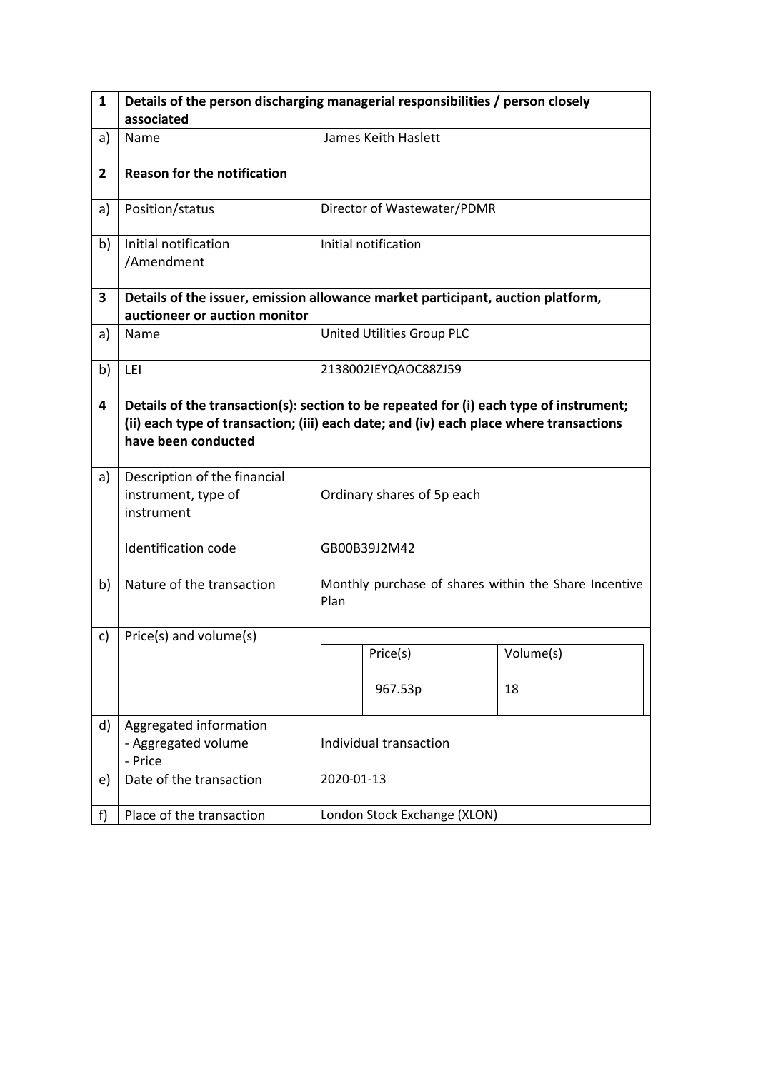| 1 | Details of the person discharging managerial responsibilities / person closely associated | |
|---|---|---|
| a) | Name | James Keith Haslett |
| **2** | **Reason for the notification** | |
| a) | Position/status | Director of Wastewater/PDMR |
| b) | Initial notification /Amendment | Initial notification |
| **3** | **Details of the issuer, emission allowance market participant, auction platform, auctioneer or auction monitor** | |
| a) | Name | United Utilities Group PLC |
| b) | LEI | 2138002IEYQAOC88ZJ59 |
| **4** | **Details of the transaction(s): section to be repeated for (i) each type of instrument; (ii) each type of transaction; (iii) each date; and (iv) each place where transactions have been conducted** | |
| a) | Description of the financial instrument, type of instrument<br><br>Identification code | Ordinary shares of 5p each<br><br>GB00B39J2M42 |
| b) | Nature of the transaction | Monthly purchase of shares within the Share Incentive Plan |
| c) | Price(s) and volume(s) | Price(s): 967.53p<br>Volume(s): 18 |
| d) | Aggregated information<br>- Aggregated volume<br>- Price | Individual transaction |
| e) | Date of the transaction | 2020-01-13 |
| f) | Place of the transaction | London Stock Exchange (XLON) |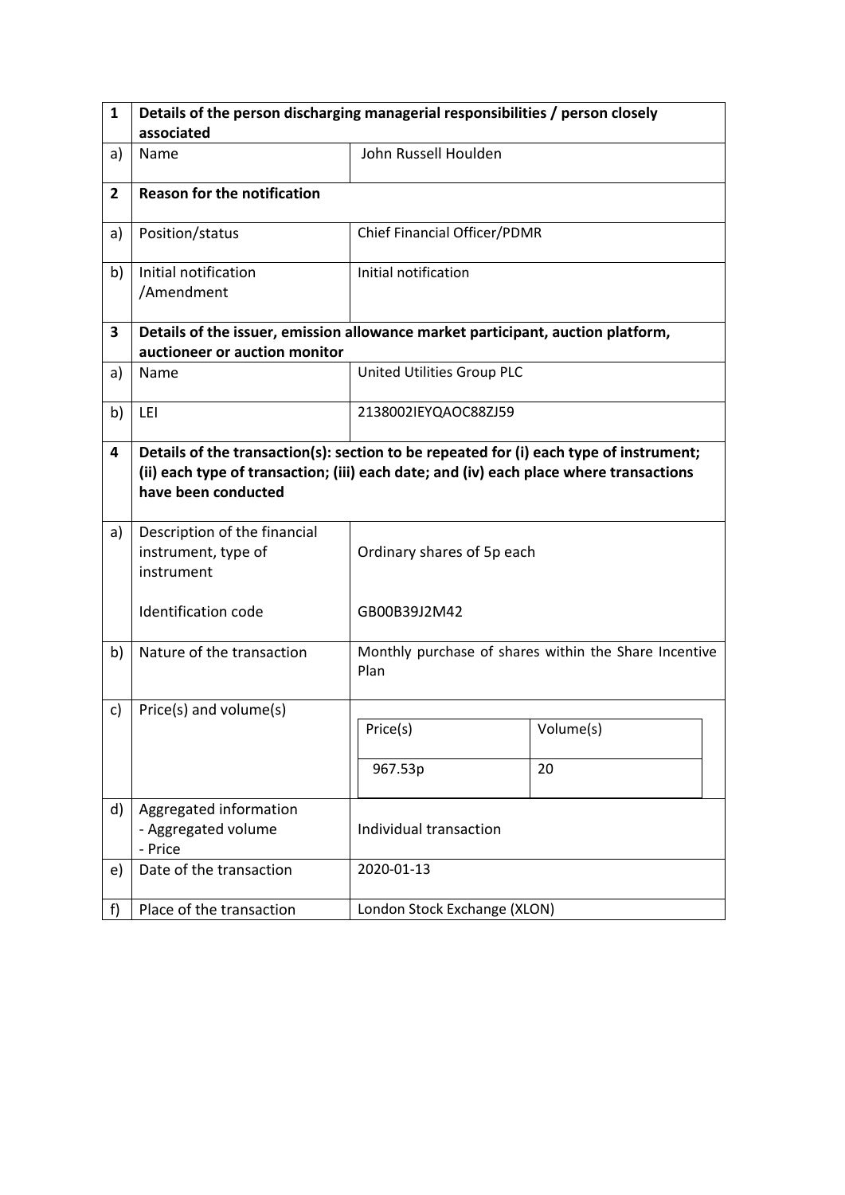| 1 | Details of the person discharging managerial responsibilities / person closely associated | |
|---|---|---|
| a) | Name | John Russell Houlden |
| **2** | **Reason for the notification** | |
| a) | Position/status | Chief Financial Officer/PDMR |
| b) | Initial notification /Amendment | Initial notification |
| **3** | **Details of the issuer, emission allowance market participant, auction platform, auctioneer or auction monitor** | |
| a) | Name | United Utilities Group PLC |
| b) | LEI | 2138002IEYQAOC88ZJ59 |
| **4** | **Details of the transaction(s): section to be repeated for (i) each type of instrument; (ii) each type of transaction; (iii) each date; and (iv) each place where transactions have been conducted** | |
| a) | Description of the financial instrument, type of instrument<br><br>Identification code | Ordinary shares of 5p each<br><br>GB00B39J2M42 |
| b) | Nature of the transaction | Monthly purchase of shares within the Share Incentive Plan |
| c) | Price(s) and volume(s) | Price(s): 967.53p — Volume(s): 20 |
| d) | Aggregated information<br>- Aggregated volume<br>- Price | Individual transaction |
| e) | Date of the transaction | 2020-01-13 |
| f) | Place of the transaction | London Stock Exchange (XLON) |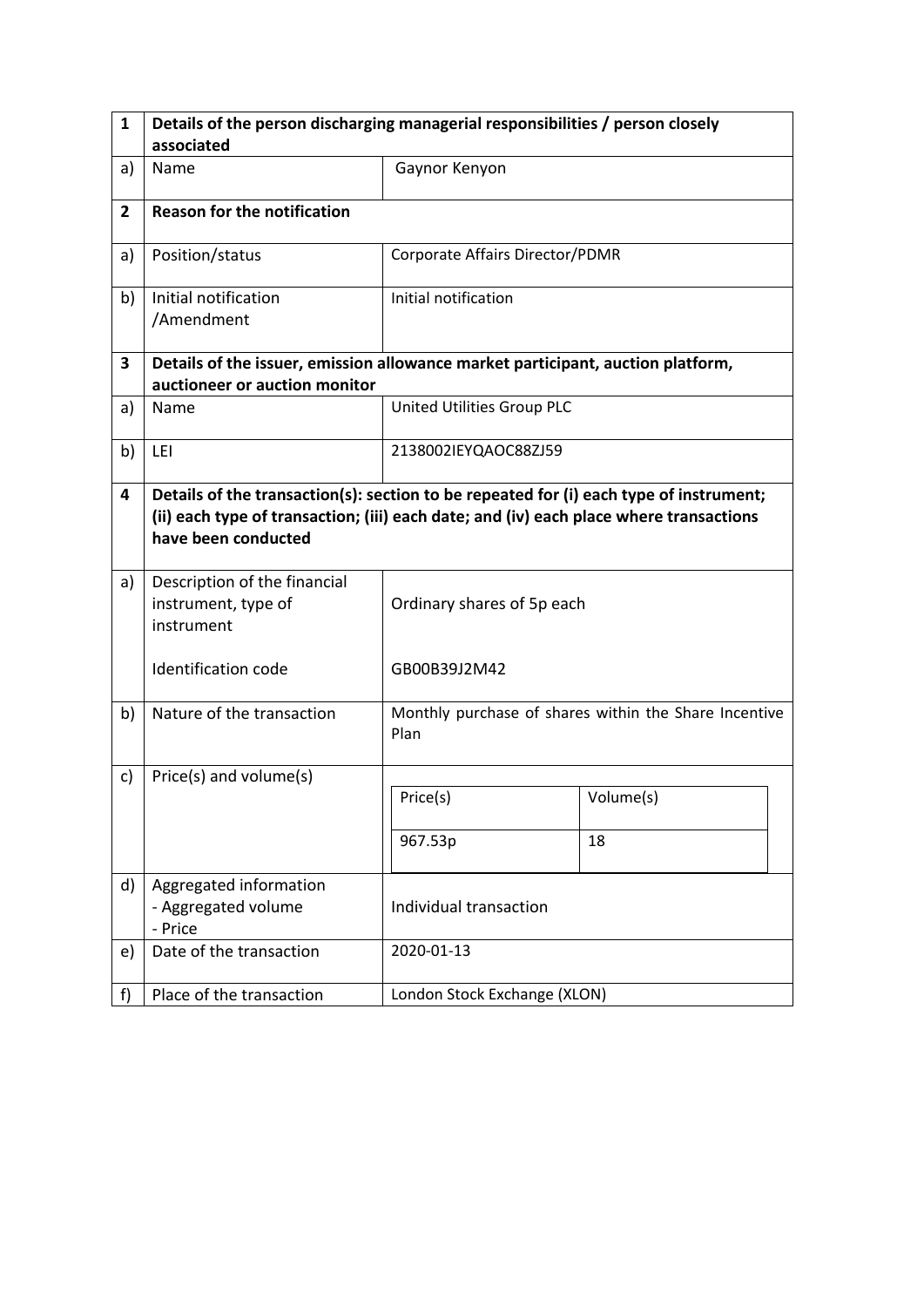| 1 | Details of the person discharging managerial responsibilities / person closely associated | |
|---|---|---|
| a) | Name | Gaynor Kenyon |
| **2** | **Reason for the notification** | |
| a) | Position/status | Corporate Affairs Director/PDMR |
| b) | Initial notification /Amendment | Initial notification |
| **3** | **Details of the issuer, emission allowance market participant, auction platform, auctioneer or auction monitor** | |
| a) | Name | United Utilities Group PLC |
| b) | LEI | 2138002IEYQAOC88ZJ59 |
| **4** | **Details of the transaction(s): section to be repeated for (i) each type of instrument; (ii) each type of transaction; (iii) each date; and (iv) each place where transactions have been conducted** | |
| a) | Description of the financial instrument, type of instrument<br><br>Identification code | Ordinary shares of 5p each<br><br>GB00B39J2M42 |
| b) | Nature of the transaction | Monthly purchase of shares within the Share Incentive Plan |
| c) | Price(s) and volume(s) | Price(s): 967.53p; Volume(s): 18 |
| d) | Aggregated information<br>- Aggregated volume<br>- Price | Individual transaction |
| e) | Date of the transaction | 2020-01-13 |
| f) | Place of the transaction | London Stock Exchange (XLON) |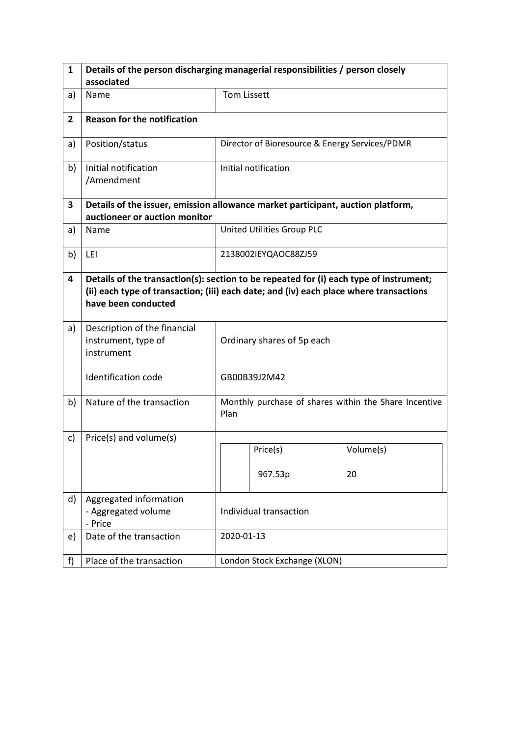| 1 | Details of the person discharging managerial responsibilities / person closely associated | |
|---|---|---|
| a) | Name | Tom Lissett |
| **2** | **Reason for the notification** | |
| a) | Position/status | Director of Bioresource & Energy Services/PDMR |
| b) | Initial notification /Amendment | Initial notification |
| **3** | **Details of the issuer, emission allowance market participant, auction platform, auctioneer or auction monitor** | |
| a) | Name | United Utilities Group PLC |
| b) | LEI | 2138002IEYQAOC88ZJ59 |
| **4** | **Details of the transaction(s): section to be repeated for (i) each type of instrument; (ii) each type of transaction; (iii) each date; and (iv) each place where transactions have been conducted** | |
| a) | Description of the financial instrument, type of instrument<br><br>Identification code | Ordinary shares of 5p each<br><br>GB00B39J2M42 |
| b) | Nature of the transaction | Monthly purchase of shares within the Share Incentive Plan |
| c) | Price(s) and volume(s) | Price(s): 967.53p<br>Volume(s): 20 |
| d) | Aggregated information<br>- Aggregated volume<br>- Price | Individual transaction |
| e) | Date of the transaction | 2020-01-13 |
| f) | Place of the transaction | London Stock Exchange (XLON) |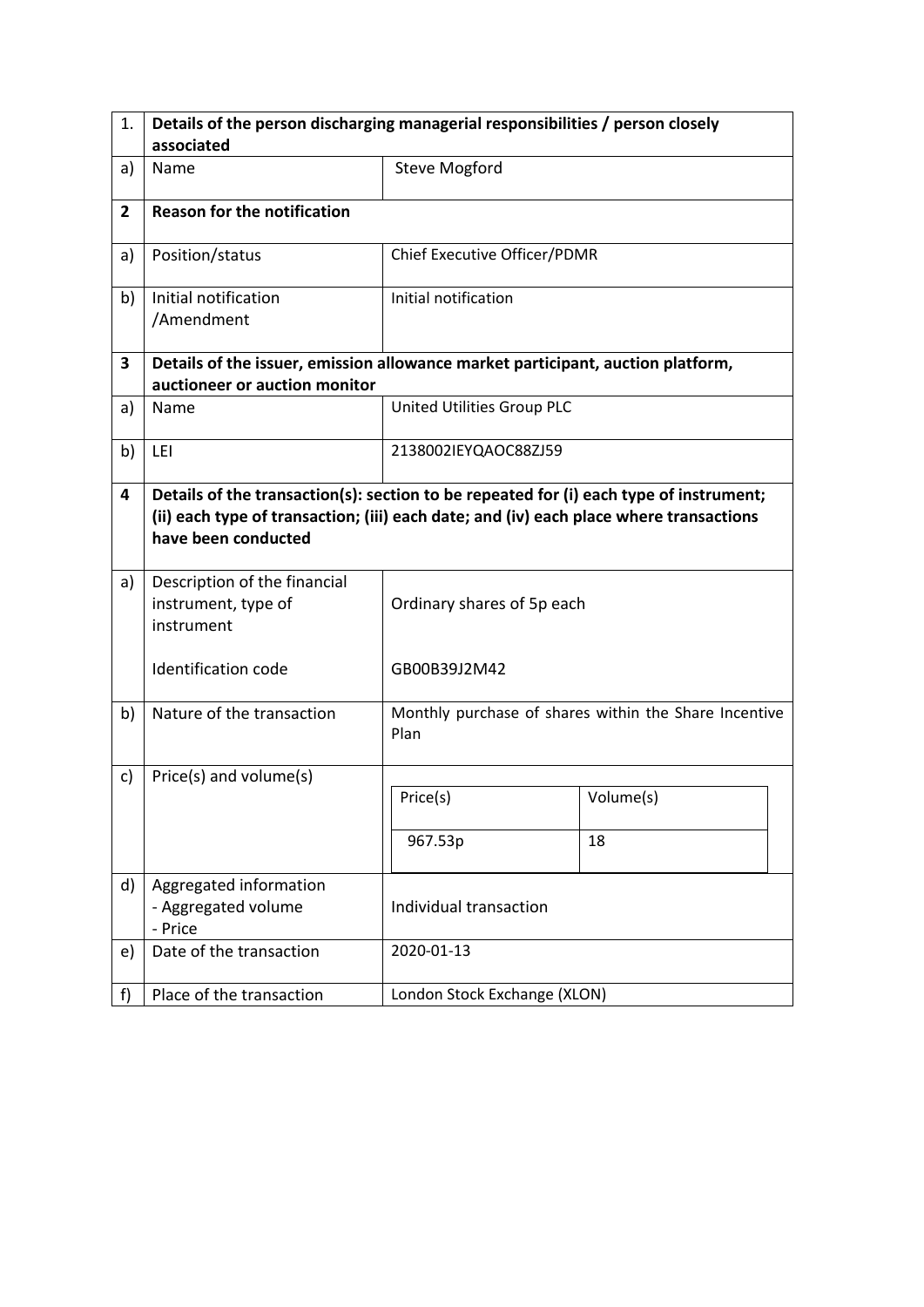| 1. | Details of the person discharging managerial responsibilities / person closely associated | |
|---|---|---|
| a) | Name | Steve Mogford |
| **2** | **Reason for the notification** | |
| a) | Position/status | Chief Executive Officer/PDMR |
| b) | Initial notification /Amendment | Initial notification |
| **3** | **Details of the issuer, emission allowance market participant, auction platform, auctioneer or auction monitor** | |
| a) | Name | United Utilities Group PLC |
| b) | LEI | 2138002IEYQAOC88ZJ59 |
| **4** | **Details of the transaction(s): section to be repeated for (i) each type of instrument; (ii) each type of transaction; (iii) each date; and (iv) each place where transactions have been conducted** | |
| a) | Description of the financial instrument, type of instrument<br><br>Identification code | Ordinary shares of 5p each<br><br>GB00B39J2M42 |
| b) | Nature of the transaction | Monthly purchase of shares within the Share Incentive Plan |
| c) | Price(s) and volume(s) | Price(s): 967.53p — Volume(s): 18 |
| d) | Aggregated information<br>- Aggregated volume<br>- Price | Individual transaction |
| e) | Date of the transaction | 2020-01-13 |
| f) | Place of the transaction | London Stock Exchange (XLON) |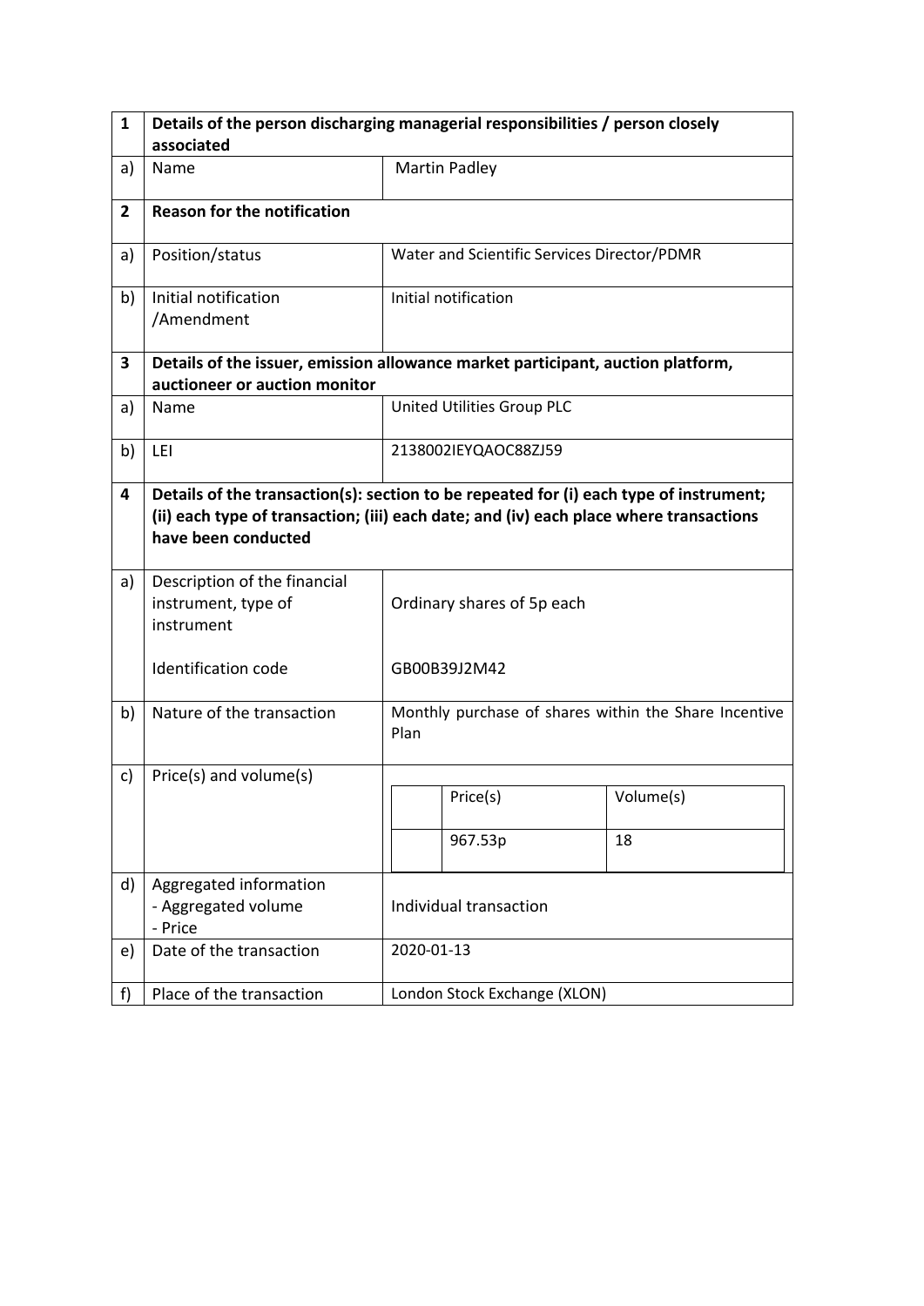| 1 | Details of the person discharging managerial responsibilities / person closely associated | |
|---|---|---|
| a) | Name | Martin Padley |
| **2** | **Reason for the notification** | |
| a) | Position/status | Water and Scientific Services Director/PDMR |
| b) | Initial notification /Amendment | Initial notification |
| **3** | **Details of the issuer, emission allowance market participant, auction platform, auctioneer or auction monitor** | |
| a) | Name | United Utilities Group PLC |
| b) | LEI | 2138002IEYQAOC88ZJ59 |
| **4** | **Details of the transaction(s): section to be repeated for (i) each type of instrument; (ii) each type of transaction; (iii) each date; and (iv) each place where transactions have been conducted** | |
| a) | Description of the financial instrument, type of instrument<br><br>Identification code | Ordinary shares of 5p each<br><br>GB00B39J2M42 |
| b) | Nature of the transaction | Monthly purchase of shares within the Share Incentive Plan |
| c) | Price(s) and volume(s) | Price(s): 967.53p<br>Volume(s): 18 |
| d) | Aggregated information<br>- Aggregated volume<br>- Price | Individual transaction |
| e) | Date of the transaction | 2020-01-13 |
| f) | Place of the transaction | London Stock Exchange (XLON) |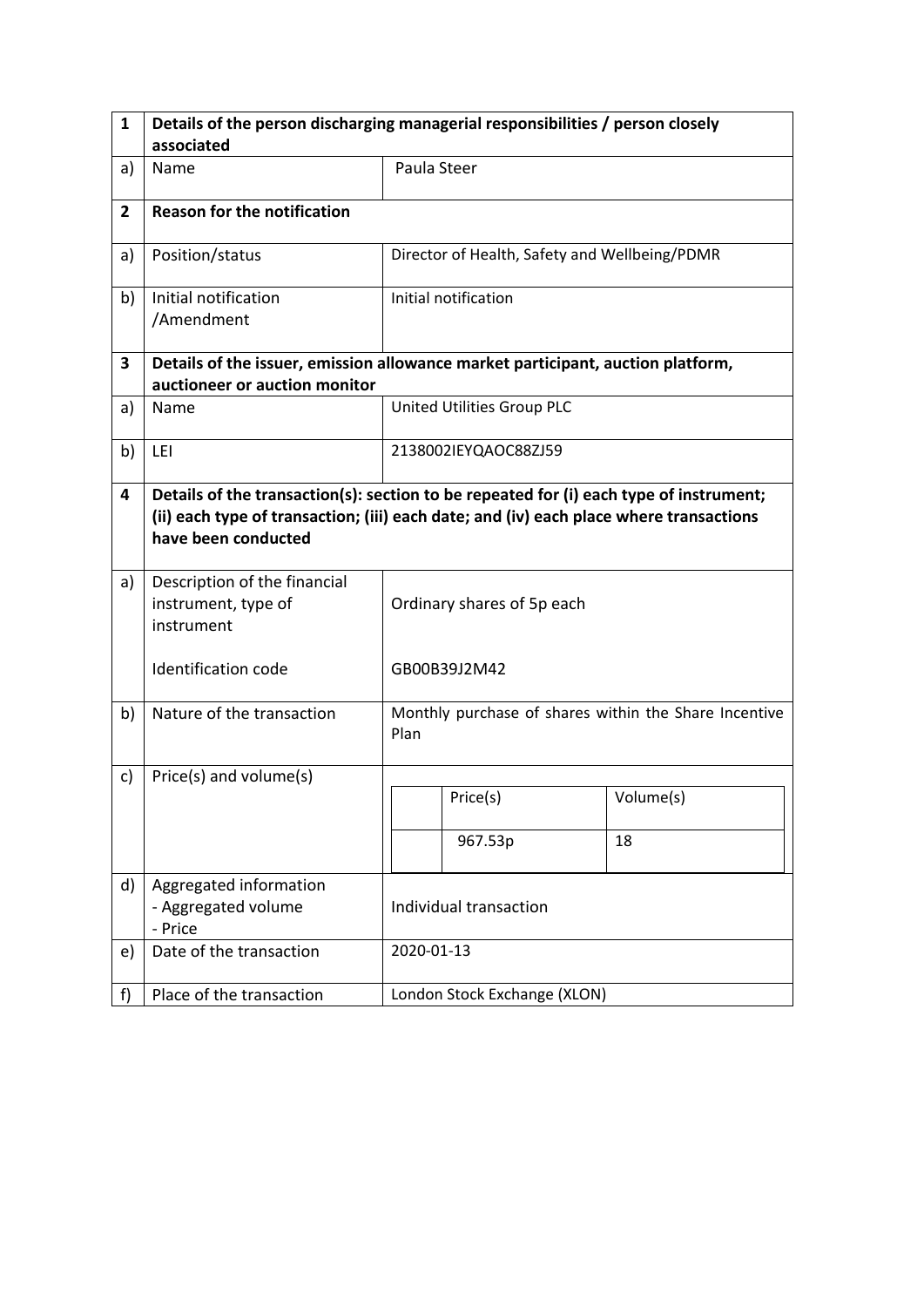| | | |
|---|---|---|
| **1** | **Details of the person discharging managerial responsibilities / person closely associated** | |
| a) | Name | Paula Steer |
| **2** | **Reason for the notification** | |
| a) | Position/status | Director of Health, Safety and Wellbeing/PDMR |
| b) | Initial notification /Amendment | Initial notification |
| **3** | **Details of the issuer, emission allowance market participant, auction platform, auctioneer or auction monitor** | |
| a) | Name | United Utilities Group PLC |
| b) | LEI | 2138002IEYQAOC88ZJ59 |
| **4** | **Details of the transaction(s): section to be repeated for (i) each type of instrument; (ii) each type of transaction; (iii) each date; and (iv) each place where transactions have been conducted** | |
| a) | Description of the financial instrument, type of instrument<br><br>Identification code | Ordinary shares of 5p each<br><br>GB00B39J2M42 |
| b) | Nature of the transaction | Monthly purchase of shares within the Share Incentive Plan |
| c) | Price(s) and volume(s) | Price(s): 967.53p; Volume(s): 18 |
| d) | Aggregated information<br>- Aggregated volume<br>- Price | Individual transaction |
| e) | Date of the transaction | 2020-01-13 |
| f) | Place of the transaction | London Stock Exchange (XLON) |